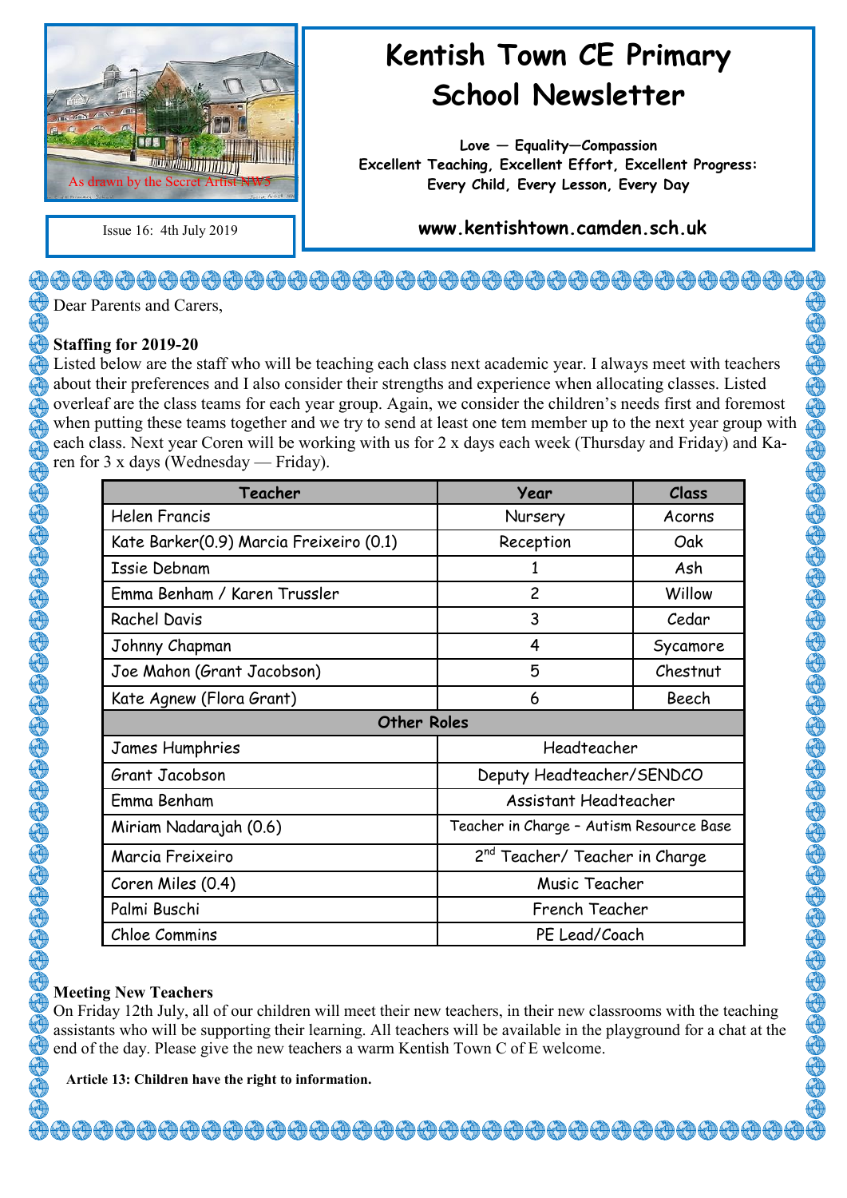# Kentish Town CE Primary School Newsletter

**Love — Equality—Compassion**
**Excellent Teaching, Excellent Effort, Excellent Progress:**
**Every Child, Every Lesson, Every Day**

**www.kentishtown.camden.sch.uk**

As drawn by the Secret Artist NW5

Issue 16: 4th July 2019

Dear Parents and Carers,

**Staffing for 2019-20**

Listed below are the staff who will be teaching each class next academic year. I always meet with teachers about their preferences and I also consider their strengths and experience when allocating classes. Listed overleaf are the class teams for each year group. Again, we consider the children's needs first and foremost when putting these teams together and we try to send at least one tem member up to the next year group with each class. Next year Coren will be working with us for 2 x days each week (Thursday and Friday) and Karen for 3 x days (Wednesday — Friday).

| Teacher | Year | Class |
|---|---|---|
| Helen Francis | Nursery | Acorns |
| Kate Barker(0.9) Marcia Freixeiro (0.1) | Reception | Oak |
| Issie Debnam | 1 | Ash |
| Emma Benham / Karen Trussler | 2 | Willow |
| Rachel Davis | 3 | Cedar |
| Johnny Chapman | 4 | Sycamore |
| Joe Mahon (Grant Jacobson) | 5 | Chestnut |
| Kate Agnew (Flora Grant) | 6 | Beech |
| **Other Roles** | | |
| James Humphries | Headteacher | |
| Grant Jacobson | Deputy Headteacher/SENDCO | |
| Emma Benham | Assistant Headteacher | |
| Miriam Nadarajah (0.6) | Teacher in Charge - Autism Resource Base | |
| Marcia Freixeiro | 2nd Teacher/ Teacher in Charge | |
| Coren Miles (0.4) | Music Teacher | |
| Palmi Buschi | French Teacher | |
| Chloe Commins | PE Lead/Coach | |

**Meeting New Teachers**

On Friday 12th July, all of our children will meet their new teachers, in their new classrooms with the teaching assistants who will be supporting their learning. All teachers will be available in the playground for a chat at the end of the day. Please give the new teachers a warm Kentish Town C of E welcome.

**Article 13: Children have the right to information.**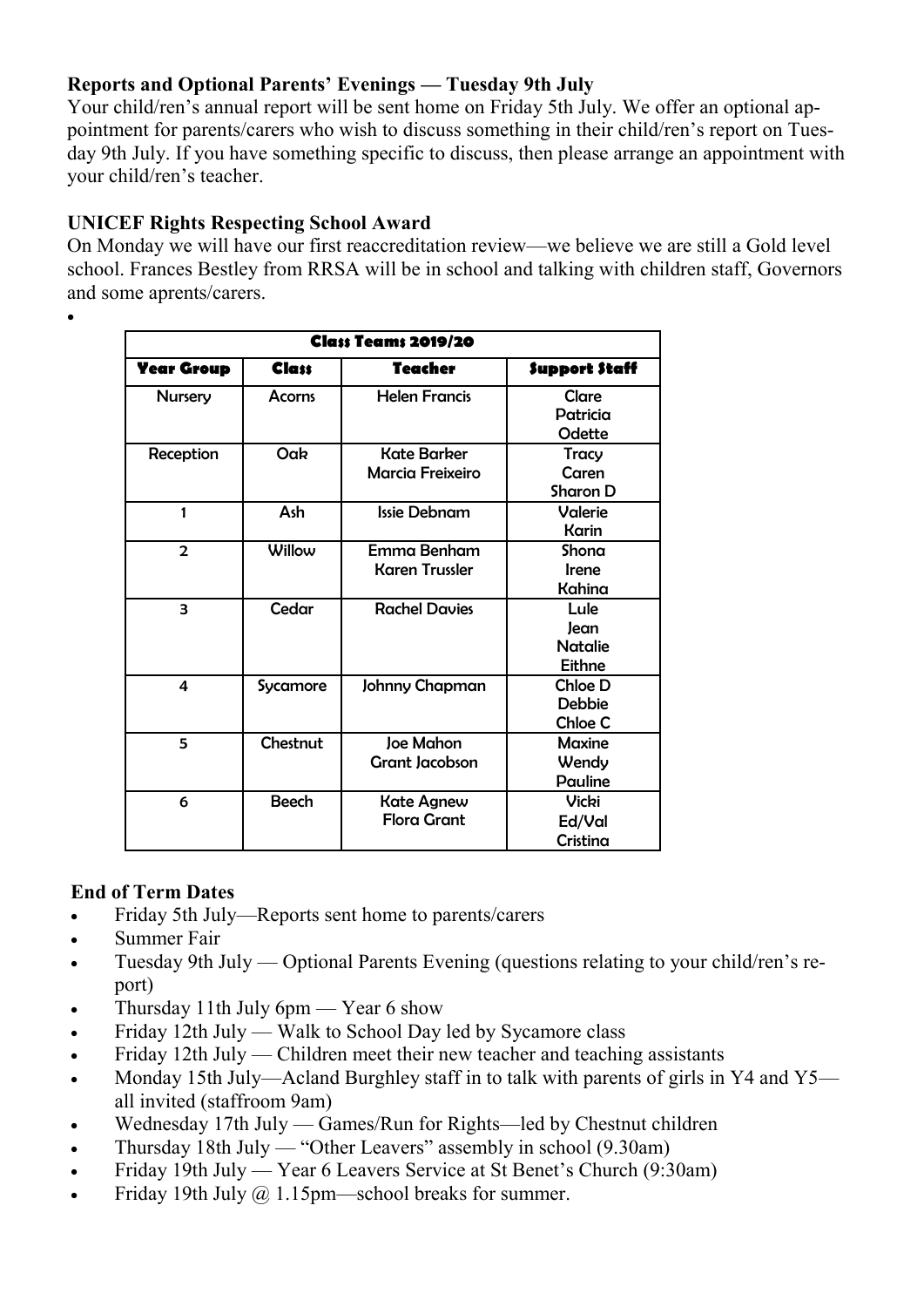**Reports and Optional Parents' Evenings — Tuesday 9th July**

Your child/ren's annual report will be sent home on Friday 5th July. We offer an optional appointment for parents/carers who wish to discuss something in their child/ren's report on Tuesday 9th July. If you have something specific to discuss, then please arrange an appointment with your child/ren's teacher.

**UNICEF Rights Respecting School Award**

On Monday we will have our first reaccreditation review—we believe we are still a Gold level school. Frances Bestley from RRSA will be in school and talking with children staff, Governors and some aprents/carers.

| Class Teams 2019/20 | | | |
|---|---|---|---|
| **Year Group** | **Class** | **Teacher** | **Support Staff** |
| Nursery | Acorns | Helen Francis | Clare<br>Patricia<br>Odette |
| Reception | Oak | Kate Barker<br>Marcia Freixeiro | Tracy<br>Caren<br>Sharon D |
| 1 | Ash | Issie Debnam | Valerie<br>Karin |
| 2 | Willow | Emma Benham<br>Karen Trussler | Shona<br>Irene<br>Kahina |
| 3 | Cedar | Rachel Davies | Lule<br>Jean<br>Natalie<br>Eithne |
| 4 | Sycamore | Johnny Chapman | Chloe D<br>Debbie<br>Chloe C |
| 5 | Chestnut | Joe Mahon<br>Grant Jacobson | Maxine<br>Wendy<br>Pauline |
| 6 | Beech | Kate Agnew<br>Flora Grant | Vicki<br>Ed/Val<br>Cristina |

**End of Term Dates**

- Friday 5th July—Reports sent home to parents/carers
- Summer Fair
- Tuesday 9th July — Optional Parents Evening (questions relating to your child/ren's report)
- Thursday 11th July 6pm — Year 6 show
- Friday 12th July — Walk to School Day led by Sycamore class
- Friday 12th July — Children meet their new teacher and teaching assistants
- Monday 15th July—Acland Burghley staff in to talk with parents of girls in Y4 and Y5—all invited (staffroom 9am)
- Wednesday 17th July — Games/Run for Rights—led by Chestnut children
- Thursday 18th July — "Other Leavers" assembly in school (9.30am)
- Friday 19th July — Year 6 Leavers Service at St Benet's Church (9:30am)
- Friday 19th July @ 1.15pm—school breaks for summer.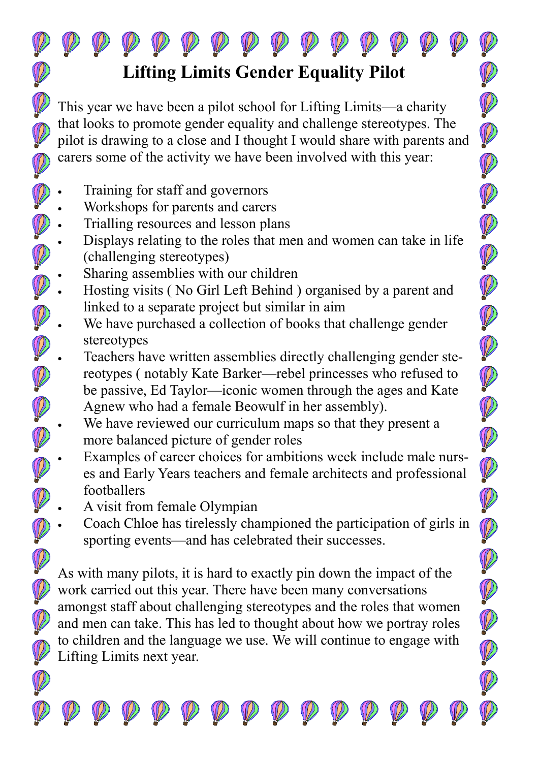# Lifting Limits Gender Equality Pilot

This year we have been a pilot school for Lifting Limits—a charity that looks to promote gender equality and challenge stereotypes. The pilot is drawing to a close and I thought I would share with parents and carers some of the activity we have been involved with this year:

- Training for staff and governors
- Workshops for parents and carers
- Trialling resources and lesson plans
- Displays relating to the roles that men and women can take in life (challenging stereotypes)
- Sharing assemblies with our children
- Hosting visits ( No Girl Left Behind ) organised by a parent and linked to a separate project but similar in aim
- We have purchased a collection of books that challenge gender stereotypes
- Teachers have written assemblies directly challenging gender stereotypes ( notably Kate Barker—rebel princesses who refused to be passive, Ed Taylor—iconic women through the ages and Kate Agnew who had a female Beowulf in her assembly).
- We have reviewed our curriculum maps so that they present a more balanced picture of gender roles
- Examples of career choices for ambitions week include male nurses and Early Years teachers and female architects and professional footballers
- A visit from female Olympian
- Coach Chloe has tirelessly championed the participation of girls in sporting events—and has celebrated their successes.

As with many pilots, it is hard to exactly pin down the impact of the work carried out this year. There have been many conversations amongst staff about challenging stereotypes and the roles that women and men can take. This has led to thought about how we portray roles to children and the language we use. We will continue to engage with Lifting Limits next year.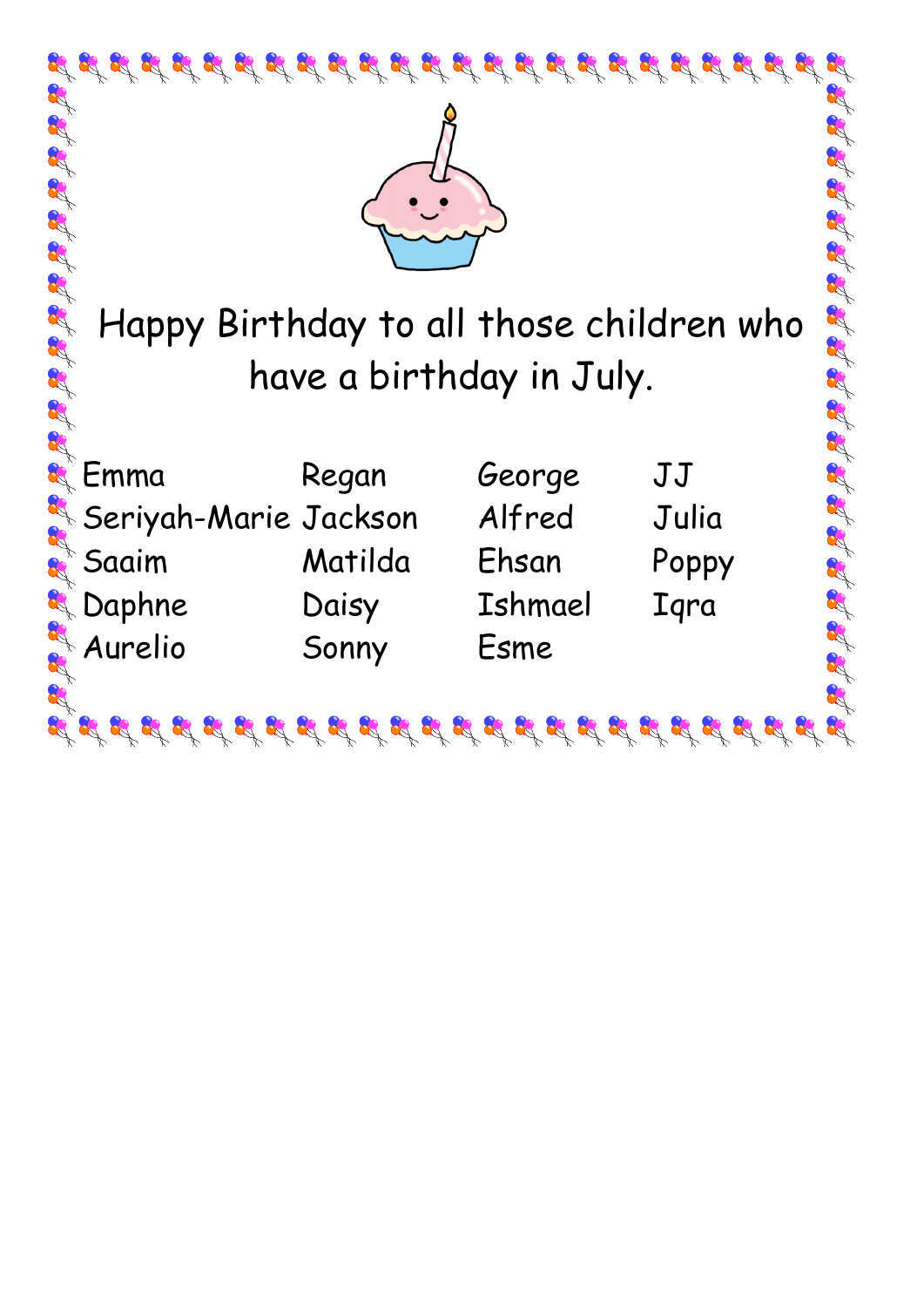Happy Birthday to all those children who have a birthday in July.

| | | | |
|---|---|---|---|
| Emma | Regan | George | JJ |
| Seriyah-Marie | Jackson | Alfred | Julia |
| Saaim | Matilda | Ehsan | Poppy |
| Daphne | Daisy | Ishmael | Iqra |
| Aurelio | Sonny | Esme | |